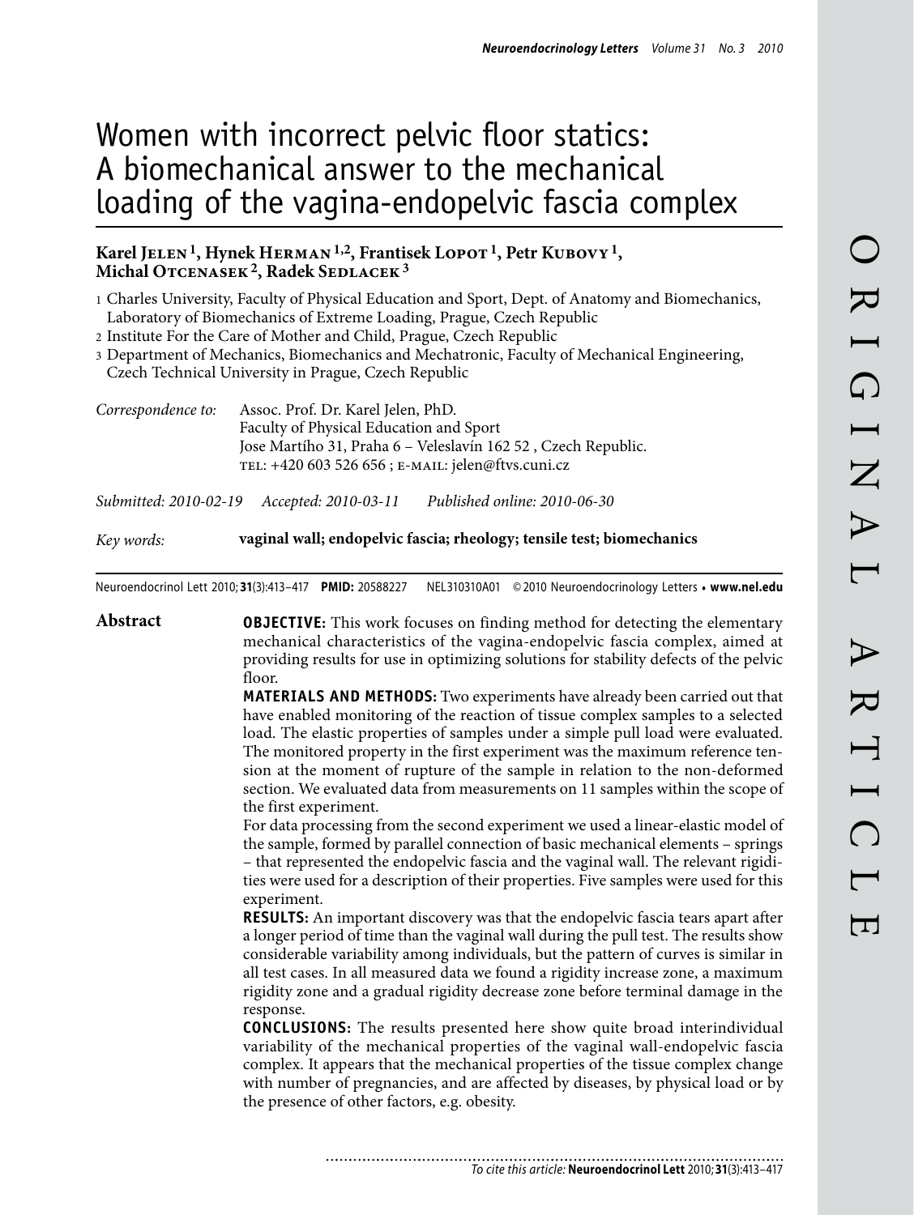# Women with incorrect pelvic floor statics: A biomechanical answer to the mechanical loading of the vagina-endopelvic fascia complex

**Karel Jelen [1], Hynek Herman [1,2], Frantisek Lopot [1], Petr Kubovy [1], Michal Otcenasek [2], Radek Sedlacek [3]**

1 Charles University, Faculty of Physical Education and Sport, Dept. of Anatomy and Biomechanics, Laboratory of Biomechanics of Extreme Loading, Prague, Czech Republic
2 Institute For the Care of Mother and Child, Prague, Czech Republic
3 Department of Mechanics, Biomechanics and Mechatronic, Faculty of Mechanical Engineering, Czech Technical University in Prague, Czech Republic

*Correspondence to:* Assoc. Prof. Dr. Karel Jelen, PhD.
Faculty of Physical Education and Sport
Jose Martího 31, Praha 6 – Veleslavín 162 52 , Czech Republic.
TEL: +420 603 526 656 ; E-MAIL: jelen@ftvs.cuni.cz

*Submitted: 2010-02-19* *Accepted: 2010-03-11* *Published online: 2010-06-30*

*Key words:* **vaginal wall; endopelvic fascia; rheology; tensile test; biomechanics**

Neuroendocrinol Lett 2010; **31**(3):413–417 **PMID:** 20588227 NEL310310A01 © 2010 Neuroendocrinology Letters • **www.nel.edu**

## Abstract

**OBJECTIVE:** This work focuses on finding method for detecting the elementary mechanical characteristics of the vagina-endopelvic fascia complex, aimed at providing results for use in optimizing solutions for stability defects of the pelvic floor.

**MATERIALS AND METHODS:** Two experiments have already been carried out that have enabled monitoring of the reaction of tissue complex samples to a selected load. The elastic properties of samples under a simple pull load were evaluated. The monitored property in the first experiment was the maximum reference tension at the moment of rupture of the sample in relation to the non-deformed section. We evaluated data from measurements on 11 samples within the scope of the first experiment.

For data processing from the second experiment we used a linear-elastic model of the sample, formed by parallel connection of basic mechanical elements – springs – that represented the endopelvic fascia and the vaginal wall. The relevant rigidities were used for a description of their properties. Five samples were used for this experiment.

**RESULTS:** An important discovery was that the endopelvic fascia tears apart after a longer period of time than the vaginal wall during the pull test. The results show considerable variability among individuals, but the pattern of curves is similar in all test cases. In all measured data we found a rigidity increase zone, a maximum rigidity zone and a gradual rigidity decrease zone before terminal damage in the response.

**CONCLUSIONS:** The results presented here show quite broad interindividual variability of the mechanical properties of the vaginal wall-endopelvic fascia complex. It appears that the mechanical properties of the tissue complex change with number of pregnancies, and are affected by diseases, by physical load or by the presence of other factors, e.g. obesity.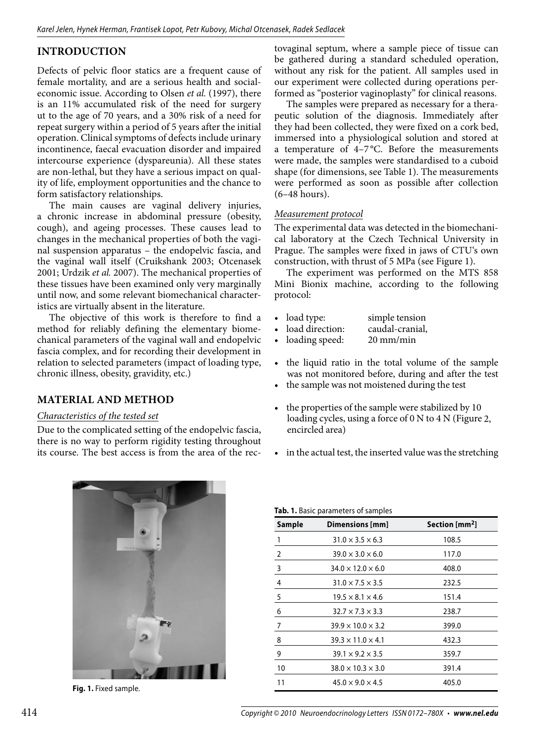## INTRODUCTION

Defects of pelvic floor statics are a frequent cause of female mortality, and are a serious health and social-economic issue. According to Olsen *et al.* (1997), there is an 11% accumulated risk of the need for surgery ut to the age of 70 years, and a 30% risk of a need for repeat surgery within a period of 5 years after the initial operation. Clinical symptoms of defects include urinary incontinence, faecal evacuation disorder and impaired intercourse experience (dyspareunia). All these states are non-lethal, but they have a serious impact on quality of life, employment opportunities and the chance to form satisfactory relationships.

The main causes are vaginal delivery injuries, a chronic increase in abdominal pressure (obesity, cough), and ageing processes. These causes lead to changes in the mechanical properties of both the vaginal suspension apparatus – the endopelvic fascia, and the vaginal wall itself (Cruikshank 2003; Otcenasek 2001; Urdzik *et al.* 2007). The mechanical properties of these tissues have been examined only very marginally until now, and some relevant biomechanical characteristics are virtually absent in the literature.

The objective of this work is therefore to find a method for reliably defining the elementary biomechanical parameters of the vaginal wall and endopelvic fascia complex, and for recording their development in relation to selected parameters (impact of loading type, chronic illness, obesity, gravidity, etc.)

## MATERIAL AND METHOD

### *Characteristics of the tested set*

Due to the complicated setting of the endopelvic fascia, there is no way to perform rigidity testing throughout its course. The best access is from the area of the rectovaginal septum, where a sample piece of tissue can be gathered during a standard scheduled operation, without any risk for the patient. All samples used in our experiment were collected during operations performed as "posterior vaginoplasty" for clinical reasons.

The samples were prepared as necessary for a therapeutic solution of the diagnosis. Immediately after they had been collected, they were fixed on a cork bed, immersed into a physiological solution and stored at a temperature of 4–7 °C. Before the measurements were made, the samples were standardised to a cuboid shape (for dimensions, see Table 1). The measurements were performed as soon as possible after collection (6–48 hours).

### *Measurement protocol*

The experimental data was detected in the biomechanical laboratory at the Czech Technical University in Prague. The samples were fixed in jaws of CTU's own construction, with thrust of 5 MPa (see Figure 1).

The experiment was performed on the MTS 858 Mini Bionix machine, according to the following protocol:

- load type: simple tension
- load direction: caudal-cranial,
- loading speed: 20 mm/min

- the liquid ratio in the total volume of the sample was not monitored before, during and after the test
- the sample was not moistened during the test

- the properties of the sample were stabilized by 10 loading cycles, using a force of 0 N to 4 N (Figure 2, encircled area)

- in the actual test, the inserted value was the stretching

**Fig. 1.** Fixed sample.

**Tab. 1.** Basic parameters of samples

| Sample | Dimensions [mm] | Section [mm$^2$] |
|---|---|---|
| 1 | 31.0 × 3.5 × 6.3 | 108.5 |
| 2 | 39.0 × 3.0 × 6.0 | 117.0 |
| 3 | 34.0 × 12.0 × 6.0 | 408.0 |
| 4 | 31.0 × 7.5 × 3.5 | 232.5 |
| 5 | 19.5 × 8.1 × 4.6 | 151.4 |
| 6 | 32.7 × 7.3 × 3.3 | 238.7 |
| 7 | 39.9 × 10.0 × 3.2 | 399.0 |
| 8 | 39.3 × 11.0 × 4.1 | 432.3 |
| 9 | 39.1 × 9.2 × 3.5 | 359.7 |
| 10 | 38.0 × 10.3 × 3.0 | 391.4 |
| 11 | 45.0 × 9.0 × 4.5 | 405.0 |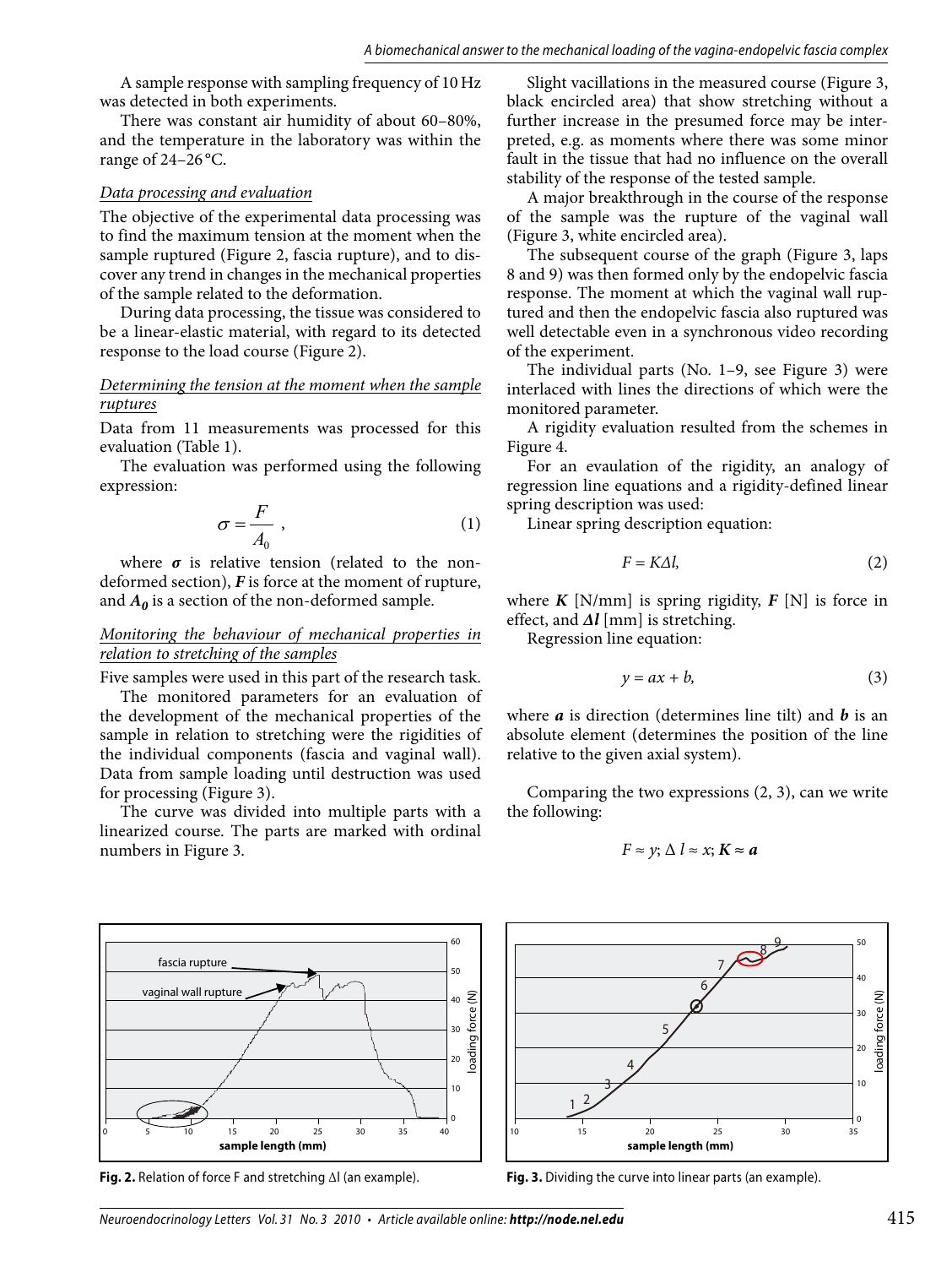A sample response with sampling frequency of 10 Hz was detected in both experiments.

There was constant air humidity of about 60–80%, and the temperature in the laboratory was within the range of 24–26 °C.

*Data processing and evaluation*

The objective of the experimental data processing was to find the maximum tension at the moment when the sample ruptured (Figure 2, fascia rupture), and to discover any trend in changes in the mechanical properties of the sample related to the deformation.

During data processing, the tissue was considered to be a linear-elastic material, with regard to its detected response to the load course (Figure 2).

*Determining the tension at the moment when the sample ruptures*

Data from 11 measurements was processed for this evaluation (Table 1).

The evaluation was performed using the following expression:

$$\sigma = \frac{F}{A_0}, \quad (1)$$

where $\boldsymbol{\sigma}$ is relative tension (related to the non-deformed section), $\boldsymbol{F}$ is force at the moment of rupture, and $\boldsymbol{A_0}$ is a section of the non-deformed sample.

*Monitoring the behaviour of mechanical properties in relation to stretching of the samples*

Five samples were used in this part of the research task.

The monitored parameters for an evaluation of the development of the mechanical properties of the sample in relation to stretching were the rigidities of the individual components (fascia and vaginal wall). Data from sample loading until destruction was used for processing (Figure 3).

The curve was divided into multiple parts with a linearized course. The parts are marked with ordinal numbers in Figure 3.

Slight vacillations in the measured course (Figure 3, black encircled area) that show stretching without a further increase in the presumed force may be interpreted, e.g. as moments where there was some minor fault in the tissue that had no influence on the overall stability of the response of the tested sample.

A major breakthrough in the course of the response of the sample was the rupture of the vaginal wall (Figure 3, white encircled area).

The subsequent course of the graph (Figure 3, laps 8 and 9) was then formed only by the endopelvic fascia response. The moment at which the vaginal wall ruptured and then the endopelvic fascia also ruptured was well detectable even in a synchronous video recording of the experiment.

The individual parts (No. 1–9, see Figure 3) were interlaced with lines the directions of which were the monitored parameter.

A rigidity evaluation resulted from the schemes in Figure 4.

For an evaluation of the rigidity, an analogy of regression line equations and a rigidity-defined linear spring description was used:

Linear spring description equation:

$$F = K\Delta l, \quad (2)$$

where $\boldsymbol{K}$ [N/mm] is spring rigidity, $\boldsymbol{F}$ [N] is force in effect, and $\boldsymbol{\Delta l}$ [mm] is stretching.

Regression line equation:

$$y = ax + b, \quad (3)$$

where $\boldsymbol{a}$ is direction (determines line tilt) and $\boldsymbol{b}$ is an absolute element (determines the position of the line relative to the given axial system).

Comparing the two expressions (2, 3), can we write the following:

$$F \approx y;\ \Delta l \approx x;\ \boldsymbol{K} \approx \boldsymbol{a}$$

**Fig. 2.** Relation of force F and stretching Δl (an example).

**Fig. 3.** Dividing the curve into linear parts (an example).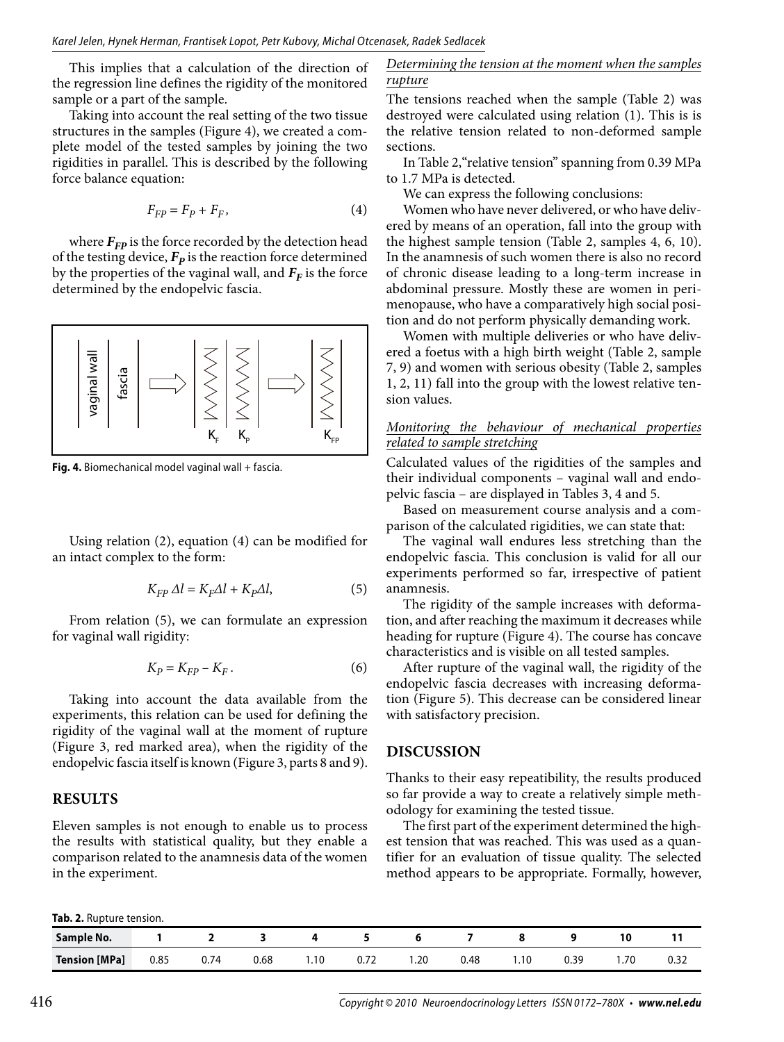This implies that a calculation of the direction of the regression line defines the rigidity of the monitored sample or a part of the sample.

Taking into account the real setting of the two tissue structures in the samples (Figure 4), we created a complete model of the tested samples by joining the two rigidities in parallel. This is described by the following force balance equation:

$$F_{FP} = F_P + F_F, \tag{4}$$

where $\boldsymbol{F_{FP}}$ is the force recorded by the detection head of the testing device, $\boldsymbol{F_P}$ is the reaction force determined by the properties of the vaginal wall, and $\boldsymbol{F_F}$ is the force determined by the endopelvic fascia.

**Fig. 4.** Biomechanical model vaginal wall + fascia.

Using relation (2), equation (4) can be modified for an intact complex to the form:

$$K_{FP}\, \Delta l = K_F \Delta l + K_P \Delta l, \tag{5}$$

From relation (5), we can formulate an expression for vaginal wall rigidity:

$$K_P = K_{FP} - K_F . \tag{6}$$

Taking into account the data available from the experiments, this relation can be used for defining the rigidity of the vaginal wall at the moment of rupture (Figure 3, red marked area), when the rigidity of the endopelvic fascia itself is known (Figure 3, parts 8 and 9).

## RESULTS

Eleven samples is not enough to enable us to process the results with statistical quality, but they enable a comparison related to the anamnesis data of the women in the experiment.

*Determining the tension at the moment when the samples rupture*

The tensions reached when the sample (Table 2) was destroyed were calculated using relation (1). This is is the relative tension related to non-deformed sample sections.

In Table 2,"relative tension" spanning from 0.39 MPa to 1.7 MPa is detected.

We can express the following conclusions:

Women who have never delivered, or who have delivered by means of an operation, fall into the group with the highest sample tension (Table 2, samples 4, 6, 10). In the anamnesis of such women there is also no record of chronic disease leading to a long-term increase in abdominal pressure. Mostly these are women in perimenopause, who have a comparatively high social position and do not perform physically demanding work.

Women with multiple deliveries or who have delivered a foetus with a high birth weight (Table 2, sample 7, 9) and women with serious obesity (Table 2, samples 1, 2, 11) fall into the group with the lowest relative tension values.

*Monitoring the behaviour of mechanical properties related to sample stretching*

Calculated values of the rigidities of the samples and their individual components – vaginal wall and endopelvic fascia – are displayed in Tables 3, 4 and 5.

Based on measurement course analysis and a comparison of the calculated rigidities, we can state that:

The vaginal wall endures less stretching than the endopelvic fascia. This conclusion is valid for all our experiments performed so far, irrespective of patient anamnesis.

The rigidity of the sample increases with deformation, and after reaching the maximum it decreases while heading for rupture (Figure 4). The course has concave characteristics and is visible on all tested samples.

After rupture of the vaginal wall, the rigidity of the endopelvic fascia decreases with increasing deformation (Figure 5). This decrease can be considered linear with satisfactory precision.

## DISCUSSION

Thanks to their easy repeatibility, the results produced so far provide a way to create a relatively simple methodology for examining the tested tissue.

The first part of the experiment determined the highest tension that was reached. This was used as a quantifier for an evaluation of tissue quality. The selected method appears to be appropriate. Formally, however,

**Tab. 2.** Rupture tension.

| Sample No. | 1 | 2 | 3 | 4 | 5 | 6 | 7 | 8 | 9 | 10 | 11 |
|---|---|---|---|---|---|---|---|---|---|---|---|
| Tension [MPa] | 0.85 | 0.74 | 0.68 | 1.10 | 0.72 | 1.20 | 0.48 | 1.10 | 0.39 | 1.70 | 0.32 |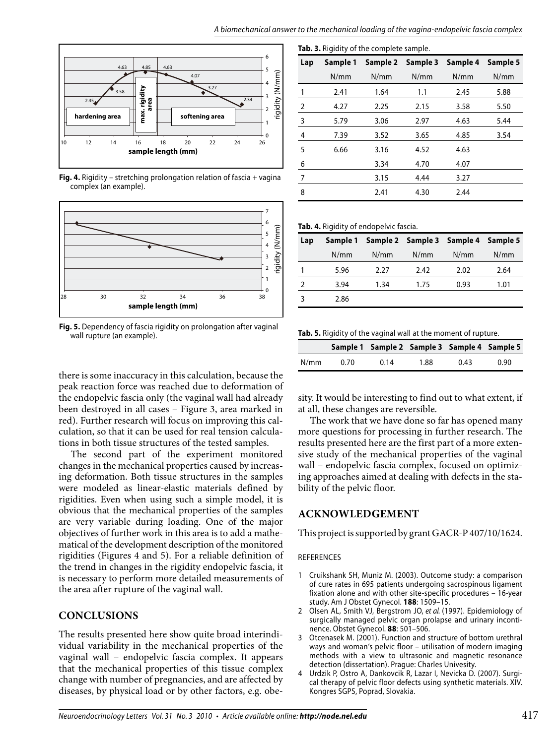6
5
4
3
2
1
0
10 12 14 16 18 20 22 24 26
2.45
3.58
4.63
4.85
4.63
4.07
3.27
2.34
hardening area
max. rigidity area
softening area
rigidity (N/mm)
sample length (mm)

**Fig. 4.** Rigidity – stretching prolongation relation of fascia + vagina complex (an example).

7
6
5
4
3
2
1
0
28 30 32 34 36 38
rigidity (N/mm)
sample length (mm)

**Fig. 5.** Dependency of fascia rigidity on prolongation after vaginal wall rupture (an example).

there is some inaccuracy in this calculation, because the peak reaction force was reached due to deformation of the endopelvic fascia only (the vaginal wall had already been destroyed in all cases – Figure 3, area marked in red). Further research will focus on improving this calculation, so that it can be used for real tension calculations in both tissue structures of the tested samples.

The second part of the experiment monitored changes in the mechanical properties caused by increasing deformation. Both tissue structures in the samples were modeled as linear-elastic materials defined by rigidities. Even when using such a simple model, it is obvious that the mechanical properties of the samples are very variable during loading. One of the major objectives of further work in this area is to add a mathematical of the development description of the monitored rigidities (Figures 4 and 5). For a reliable definition of the trend in changes in the rigidity endopelvic fascia, it is necessary to perform more detailed measurements of the area after rupture of the vaginal wall.

## CONCLUSIONS

The results presented here show quite broad interindividual variability in the mechanical properties of the vaginal wall – endopelvic fascia complex. It appears that the mechanical properties of this tissue complex change with number of pregnancies, and are affected by diseases, by physical load or by other factors, e.g. obesity. It would be interesting to find out to what extent, if at all, these changes are reversible.

The work that we have done so far has opened many more questions for processing in further research. The results presented here are the first part of a more extensive study of the mechanical properties of the vaginal wall – endopelvic fascia complex, focused on optimizing approaches aimed at dealing with defects in the stability of the pelvic floor.

**Tab. 3.** Rigidity of the complete sample.

| Lap | Sample 1 | Sample 2 | Sample 3 | Sample 4 | Sample 5 |
|---|---|---|---|---|---|
| | N/mm | N/mm | N/mm | N/mm | N/mm |
| 1 | 2.41 | 1.64 | 1.1 | 2.45 | 5.88 |
| 2 | 4.27 | 2.25 | 2.15 | 3.58 | 5.50 |
| 3 | 5.79 | 3.06 | 2.97 | 4.63 | 5.44 |
| 4 | 7.39 | 3.52 | 3.65 | 4.85 | 3.54 |
| 5 | 6.66 | 3.16 | 4.52 | 4.63 | |
| 6 | | 3.34 | 4.70 | 4.07 | |
| 7 | | 3.15 | 4.44 | 3.27 | |
| 8 | | 2.41 | 4.30 | 2.44 | |

**Tab. 4.** Rigidity of endopelvic fascia.

| Lap | Sample 1 | Sample 2 | Sample 3 | Sample 4 | Sample 5 |
|---|---|---|---|---|---|
| | N/mm | N/mm | N/mm | N/mm | N/mm |
| 1 | 5.96 | 2.27 | 2.42 | 2.02 | 2.64 |
| 2 | 3.94 | 1.34 | 1.75 | 0.93 | 1.01 |
| 3 | 2.86 | | | | |

**Tab. 5.** Rigidity of the vaginal wall at the moment of rupture.

| | Sample 1 | Sample 2 | Sample 3 | Sample 4 | Sample 5 |
|---|---|---|---|---|---|
| N/mm | 0.70 | 0.14 | 1.88 | 0.43 | 0.90 |

## ACKNOWLEDGEMENT

This project is supported by grant GACR-P 407/10/1624.

REFERENCES

1. Cruikshank SH, Muniz M. (2003). Outcome study: a comparison of cure rates in 695 patients undergoing sacrospinous ligament fixation alone and with other site-specific procedures – 16-year study. Am J Obstet Gynecol. **188**: 1509–15.
2. Olsen AL, Smith VJ, Bergstrom JO, *et al.* (1997). Epidemiology of surgically managed pelvic organ prolapse and urinary incontinence. Obstet Gynecol. **88**: 501–506.
3. Otcenasek M. (2001). Function and structure of bottom urethral ways and woman's pelvic floor – utilisation of modern imaging methods with a view to ultrasonic and magnetic resonance detection (dissertation). Prague: Charles Univesity.
4. Urdzik P, Ostro A, Dankovcik R, Lazar I, Nevicka D. (2007). Surgical therapy of pelvic floor defects using synthetic materials. XIV. Kongres SGPS, Poprad, Slovakia.